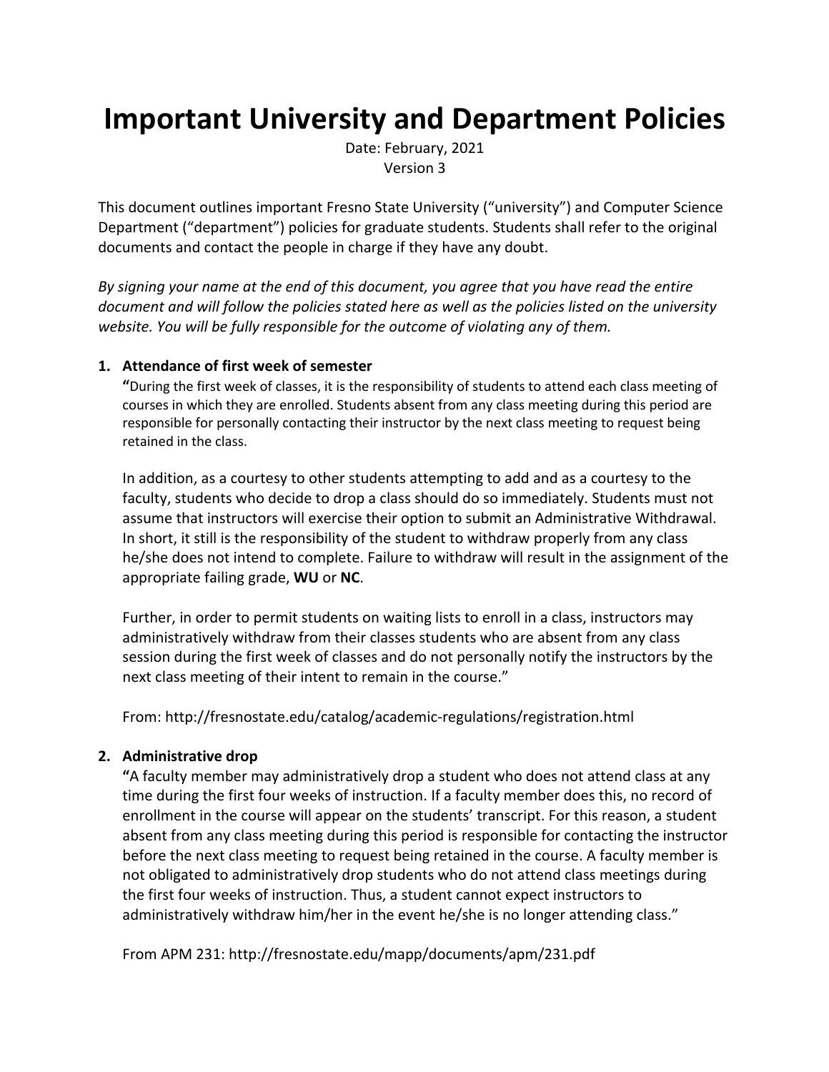# Important University and Department Policies

Date: February, 2021

Version 3

This document outlines important Fresno State University ("university") and Computer Science Department ("department") policies for graduate students. Students shall refer to the original documents and contact the people in charge if they have any doubt.

*By signing your name at the end of this document, you agree that you have read the entire document and will follow the policies stated here as well as the policies listed on the university website. You will be fully responsible for the outcome of violating any of them.*

1. **Attendance of first week of semester**

   **"**During the first week of classes, it is the responsibility of students to attend each class meeting of courses in which they are enrolled. Students absent from any class meeting during this period are responsible for personally contacting their instructor by the next class meeting to request being retained in the class.

   In addition, as a courtesy to other students attempting to add and as a courtesy to the faculty, students who decide to drop a class should do so immediately. Students must not assume that instructors will exercise their option to submit an Administrative Withdrawal. In short, it still is the responsibility of the student to withdraw properly from any class he/she does not intend to complete. Failure to withdraw will result in the assignment of the appropriate failing grade, **WU** or **NC**.

   Further, in order to permit students on waiting lists to enroll in a class, instructors may administratively withdraw from their classes students who are absent from any class session during the first week of classes and do not personally notify the instructors by the next class meeting of their intent to remain in the course."

   From: http://fresnostate.edu/catalog/academic-regulations/registration.html

2. **Administrative drop**

   **"**A faculty member may administratively drop a student who does not attend class at any time during the first four weeks of instruction. If a faculty member does this, no record of enrollment in the course will appear on the students' transcript. For this reason, a student absent from any class meeting during this period is responsible for contacting the instructor before the next class meeting to request being retained in the course. A faculty member is not obligated to administratively drop students who do not attend class meetings during the first four weeks of instruction. Thus, a student cannot expect instructors to administratively withdraw him/her in the event he/she is no longer attending class."

   From APM 231: http://fresnostate.edu/mapp/documents/apm/231.pdf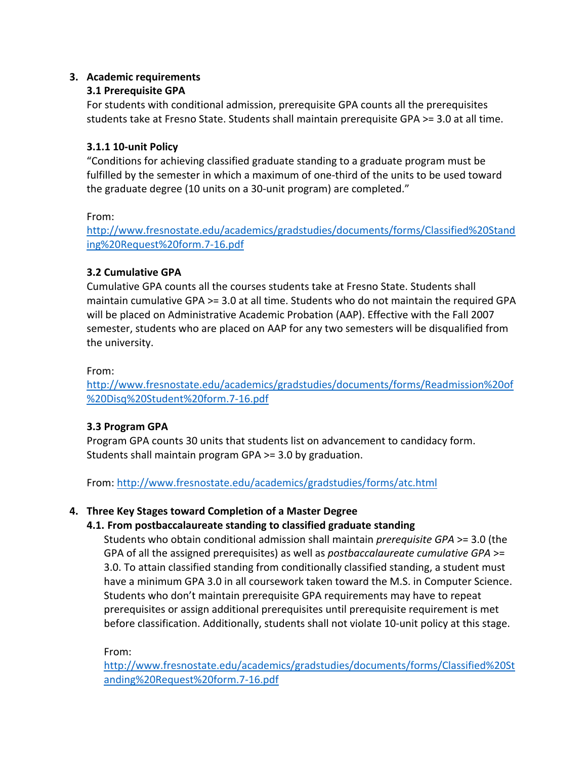## 3. Academic requirements

### 3.1 Prerequisite GPA

For students with conditional admission, prerequisite GPA counts all the prerequisites students take at Fresno State. Students shall maintain prerequisite GPA >= 3.0 at all time.

#### 3.1.1 10-unit Policy

"Conditions for achieving classified graduate standing to a graduate program must be fulfilled by the semester in which a maximum of one-third of the units to be used toward the graduate degree (10 units on a 30-unit program) are completed."

From:
[http://www.fresnostate.edu/academics/gradstudies/documents/forms/Classified%20Standing%20Request%20form.7-16.pdf](http://www.fresnostate.edu/academics/gradstudies/documents/forms/Classified%20Standing%20Request%20form.7-16.pdf)

### 3.2 Cumulative GPA

Cumulative GPA counts all the courses students take at Fresno State. Students shall maintain cumulative GPA >= 3.0 at all time. Students who do not maintain the required GPA will be placed on Administrative Academic Probation (AAP). Effective with the Fall 2007 semester, students who are placed on AAP for any two semesters will be disqualified from the university.

From:
[http://www.fresnostate.edu/academics/gradstudies/documents/forms/Readmission%20of%20Disq%20Student%20form.7-16.pdf](http://www.fresnostate.edu/academics/gradstudies/documents/forms/Readmission%20of%20Disq%20Student%20form.7-16.pdf)

### 3.3 Program GPA

Program GPA counts 30 units that students list on advancement to candidacy form. Students shall maintain program GPA >= 3.0 by graduation.

From: [http://www.fresnostate.edu/academics/gradstudies/forms/atc.html](http://www.fresnostate.edu/academics/gradstudies/forms/atc.html)

## 4. Three Key Stages toward Completion of a Master Degree

### 4.1. From postbaccalaureate standing to classified graduate standing

Students who obtain conditional admission shall maintain *prerequisite GPA* >= 3.0 (the GPA of all the assigned prerequisites) as well as *postbaccalaureate cumulative GPA* >= 3.0. To attain classified standing from conditionally classified standing, a student must have a minimum GPA 3.0 in all coursework taken toward the M.S. in Computer Science. Students who don't maintain prerequisite GPA requirements may have to repeat prerequisites or assign additional prerequisites until prerequisite requirement is met before classification. Additionally, students shall not violate 10-unit policy at this stage.

From:
[http://www.fresnostate.edu/academics/gradstudies/documents/forms/Classified%20Standing%20Request%20form.7-16.pdf](http://www.fresnostate.edu/academics/gradstudies/documents/forms/Classified%20Standing%20Request%20form.7-16.pdf)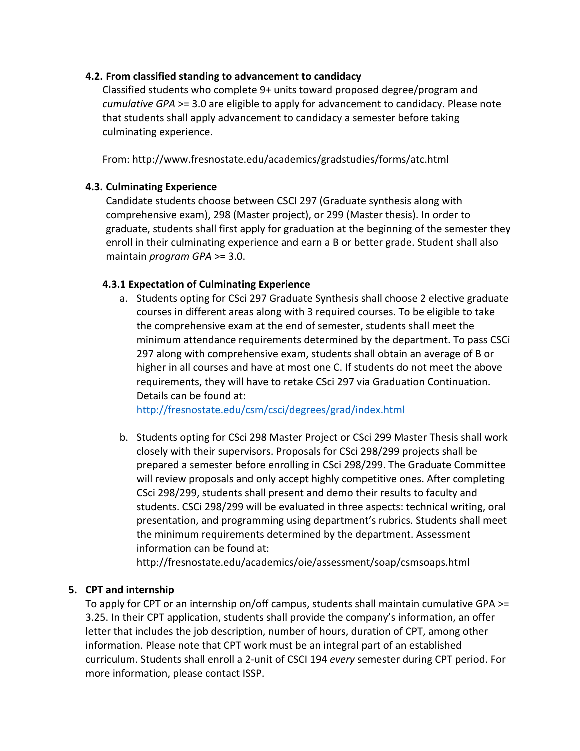### 4.2. From classified standing to advancement to candidacy

Classified students who complete 9+ units toward proposed degree/program and *cumulative GPA* >= 3.0 are eligible to apply for advancement to candidacy. Please note that students shall apply advancement to candidacy a semester before taking culminating experience.

From: http://www.fresnostate.edu/academics/gradstudies/forms/atc.html

### 4.3. Culminating Experience

Candidate students choose between CSCI 297 (Graduate synthesis along with comprehensive exam), 298 (Master project), or 299 (Master thesis). In order to graduate, students shall first apply for graduation at the beginning of the semester they enroll in their culminating experience and earn a B or better grade. Student shall also maintain *program GPA* >= 3.0.

#### 4.3.1 Expectation of Culminating Experience

a. Students opting for CSci 297 Graduate Synthesis shall choose 2 elective graduate courses in different areas along with 3 required courses. To be eligible to take the comprehensive exam at the end of semester, students shall meet the minimum attendance requirements determined by the department. To pass CSCi 297 along with comprehensive exam, students shall obtain an average of B or higher in all courses and have at most one C. If students do not meet the above requirements, they will have to retake CSci 297 via Graduation Continuation. Details can be found at: http://fresnostate.edu/csm/csci/degrees/grad/index.html

b. Students opting for CSci 298 Master Project or CSci 299 Master Thesis shall work closely with their supervisors. Proposals for CSci 298/299 projects shall be prepared a semester before enrolling in CSci 298/299. The Graduate Committee will review proposals and only accept highly competitive ones. After completing CSci 298/299, students shall present and demo their results to faculty and students. CSci 298/299 will be evaluated in three aspects: technical writing, oral presentation, and programming using department's rubrics. Students shall meet the minimum requirements determined by the department. Assessment information can be found at: http://fresnostate.edu/academics/oie/assessment/soap/csmsoaps.html

## 5. CPT and internship

To apply for CPT or an internship on/off campus, students shall maintain cumulative GPA >= 3.25. In their CPT application, students shall provide the company's information, an offer letter that includes the job description, number of hours, duration of CPT, among other information. Please note that CPT work must be an integral part of an established curriculum. Students shall enroll a 2-unit of CSCI 194 *every* semester during CPT period. For more information, please contact ISSP.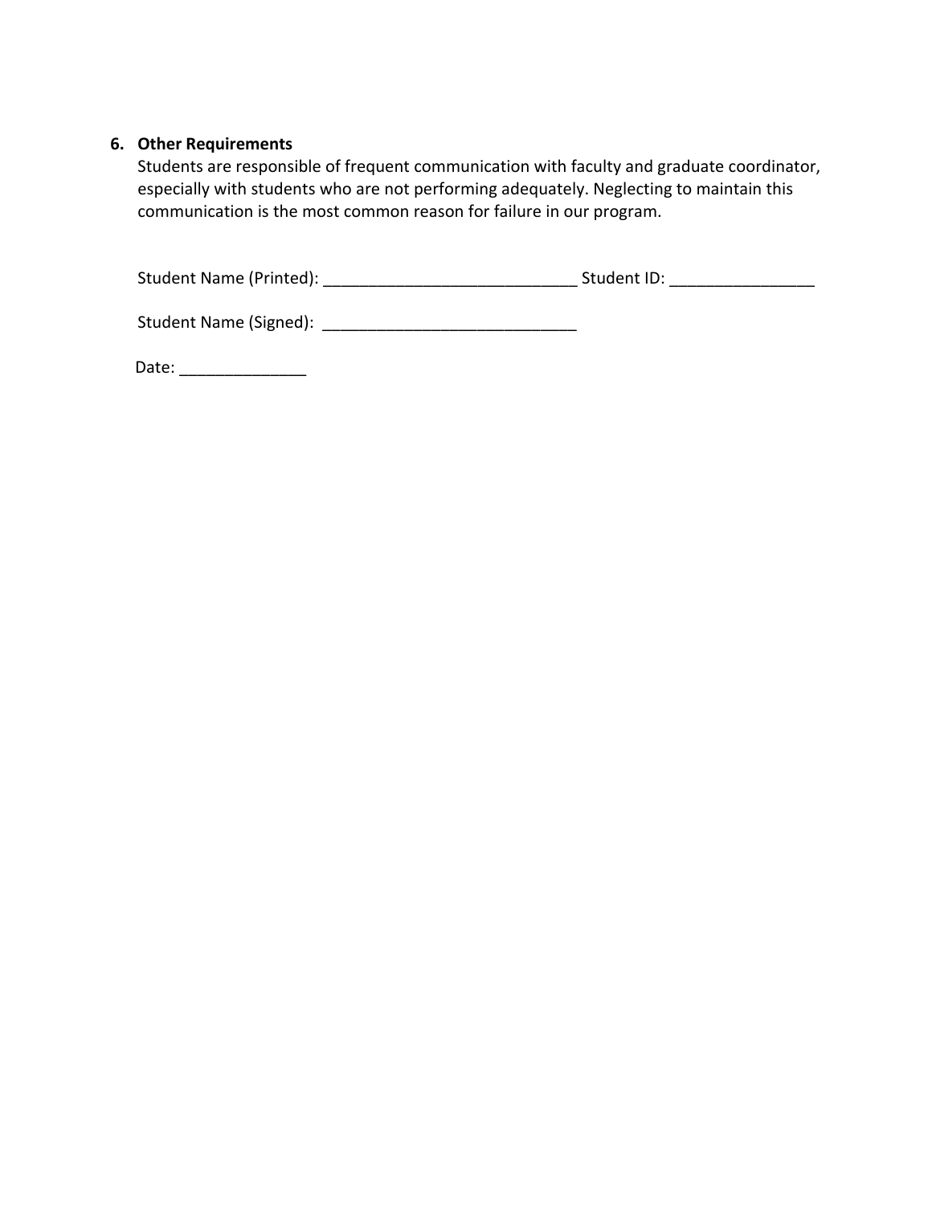6. **Other Requirements**

   Students are responsible of frequent communication with faculty and graduate coordinator, especially with students who are not performing adequately. Neglecting to maintain this communication is the most common reason for failure in our program.

Student Name (Printed): ____________________________ Student ID: ________________

Student Name (Signed): ____________________________

Date: ______________